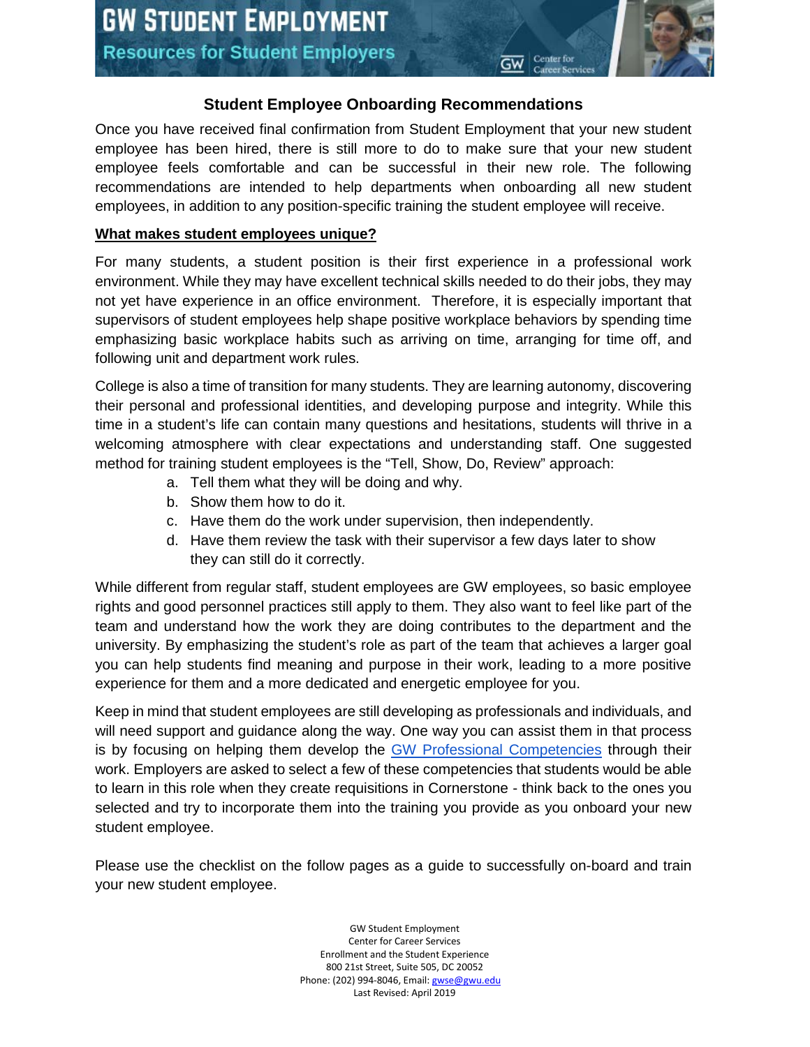# GW STUDENT EMPLOYMENT

## Resources for Student Employers

## Student Employee Onboarding Recommendations

Once you have received final confirmation from Student Employment that your new student employee has been hired, there is still more to do to make sure that your new student employee feels comfortable and can be successful in their new role. The following recommendations are intended to help departments when onboarding all new student employees, in addition to any position-specific training the student employee will receive.

### What makes student employees unique?

For many students, a student position is their first experience in a professional work environment. While they may have excellent technical skills needed to do their jobs, they may not yet have experience in an office environment. Therefore, it is especially important that supervisors of student employees help shape positive workplace behaviors by spending time emphasizing basic workplace habits such as arriving on time, arranging for time off, and following unit and department work rules.

College is also a time of transition for many students. They are learning autonomy, discovering their personal and professional identities, and developing purpose and integrity. While this time in a student's life can contain many questions and hesitations, students will thrive in a welcoming atmosphere with clear expectations and understanding staff. One suggested method for training student employees is the "Tell, Show, Do, Review" approach:

a. Tell them what they will be doing and why.
b. Show them how to do it.
c. Have them do the work under supervision, then independently.
d. Have them review the task with their supervisor a few days later to show they can still do it correctly.

While different from regular staff, student employees are GW employees, so basic employee rights and good personnel practices still apply to them. They also want to feel like part of the team and understand how the work they are doing contributes to the department and the university. By emphasizing the student's role as part of the team that achieves a larger goal you can help students find meaning and purpose in their work, leading to a more positive experience for them and a more dedicated and energetic employee for you.

Keep in mind that student employees are still developing as professionals and individuals, and will need support and guidance along the way. One way you can assist them in that process is by focusing on helping them develop the GW Professional Competencies through their work. Employers are asked to select a few of these competencies that students would be able to learn in this role when they create requisitions in Cornerstone - think back to the ones you selected and try to incorporate them into the training you provide as you onboard your new student employee.

Please use the checklist on the follow pages as a guide to successfully on-board and train your new student employee.

GW Student Employment
Center for Career Services
Enrollment and the Student Experience
800 21st Street, Suite 505, DC 20052
Phone: (202) 994-8046, Email: gwse@gwu.edu
Last Revised: April 2019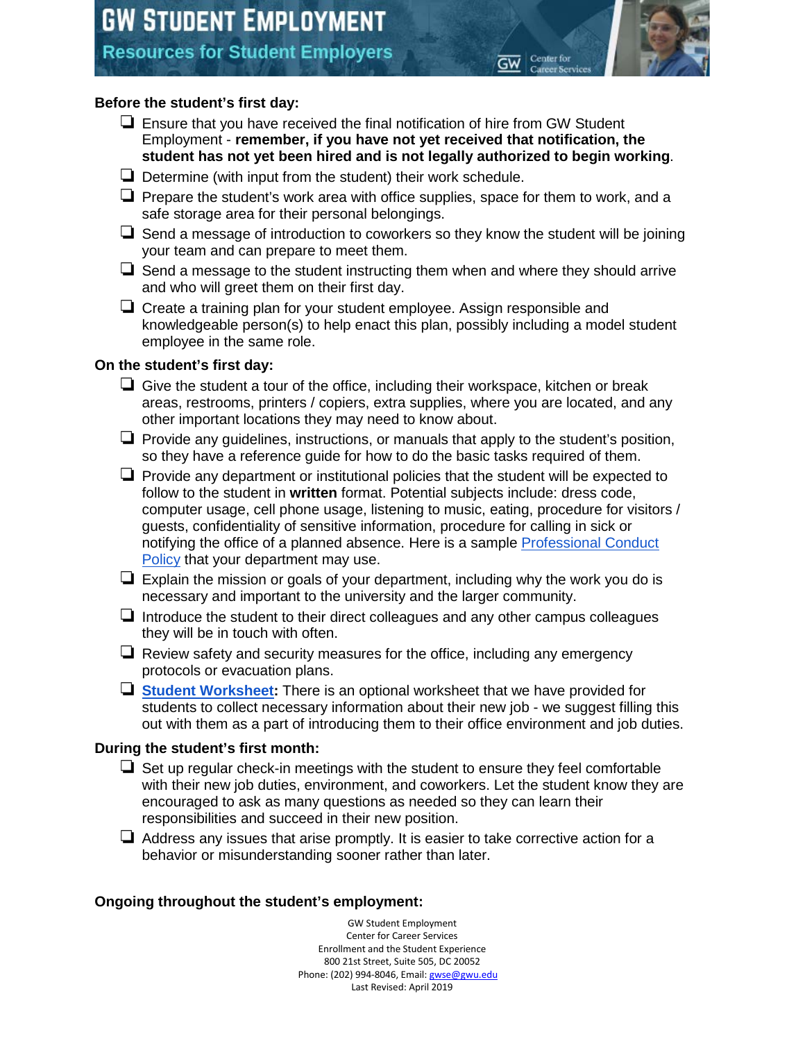# GW STUDENT EMPLOYMENT

## Resources for Student Employers

**Before the student's first day:**

- ❑ Ensure that you have received the final notification of hire from GW Student Employment - **remember, if you have not yet received that notification, the student has not yet been hired and is not legally authorized to begin working**.
- ❑ Determine (with input from the student) their work schedule.
- ❑ Prepare the student's work area with office supplies, space for them to work, and a safe storage area for their personal belongings.
- ❑ Send a message of introduction to coworkers so they know the student will be joining your team and can prepare to meet them.
- ❑ Send a message to the student instructing them when and where they should arrive and who will greet them on their first day.
- ❑ Create a training plan for your student employee. Assign responsible and knowledgeable person(s) to help enact this plan, possibly including a model student employee in the same role.

**On the student's first day:**

- ❑ Give the student a tour of the office, including their workspace, kitchen or break areas, restrooms, printers / copiers, extra supplies, where you are located, and any other important locations they may need to know about.
- ❑ Provide any guidelines, instructions, or manuals that apply to the student's position, so they have a reference guide for how to do the basic tasks required of them.
- ❑ Provide any department or institutional policies that the student will be expected to follow to the student in **written** format. Potential subjects include: dress code, computer usage, cell phone usage, listening to music, eating, procedure for visitors / guests, confidentiality of sensitive information, procedure for calling in sick or notifying the office of a planned absence. Here is a sample Professional Conduct Policy that your department may use.
- ❑ Explain the mission or goals of your department, including why the work you do is necessary and important to the university and the larger community.
- ❑ Introduce the student to their direct colleagues and any other campus colleagues they will be in touch with often.
- ❑ Review safety and security measures for the office, including any emergency protocols or evacuation plans.
- ❑ **Student Worksheet:** There is an optional worksheet that we have provided for students to collect necessary information about their new job - we suggest filling this out with them as a part of introducing them to their office environment and job duties.

**During the student's first month:**

- ❑ Set up regular check-in meetings with the student to ensure they feel comfortable with their new job duties, environment, and coworkers. Let the student know they are encouraged to ask as many questions as needed so they can learn their responsibilities and succeed in their new position.
- ❑ Address any issues that arise promptly. It is easier to take corrective action for a behavior or misunderstanding sooner rather than later.

**Ongoing throughout the student's employment:**

GW Student Employment
Center for Career Services
Enrollment and the Student Experience
800 21st Street, Suite 505, DC 20052
Phone: (202) 994-8046, Email: gwse@gwu.edu
Last Revised: April 2019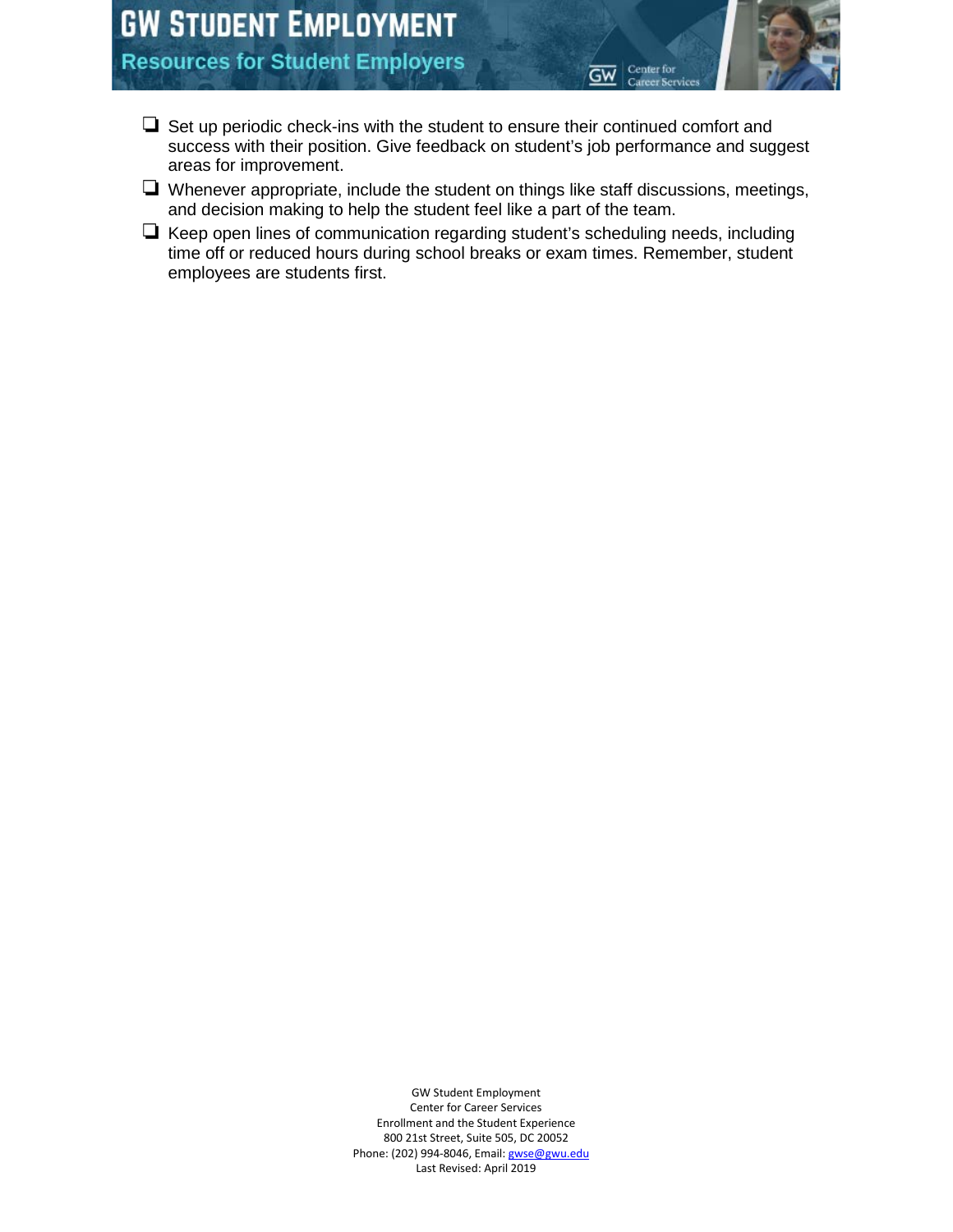- [ ] Set up periodic check-ins with the student to ensure their continued comfort and success with their position. Give feedback on student's job performance and suggest areas for improvement.
- [ ] Whenever appropriate, include the student on things like staff discussions, meetings, and decision making to help the student feel like a part of the team.
- [ ] Keep open lines of communication regarding student's scheduling needs, including time off or reduced hours during school breaks or exam times. Remember, student employees are students first.

GW Student Employment
Center for Career Services
Enrollment and the Student Experience
800 21st Street, Suite 505, DC 20052
Phone: (202) 994-8046, Email: gwse@gwu.edu
Last Revised: April 2019